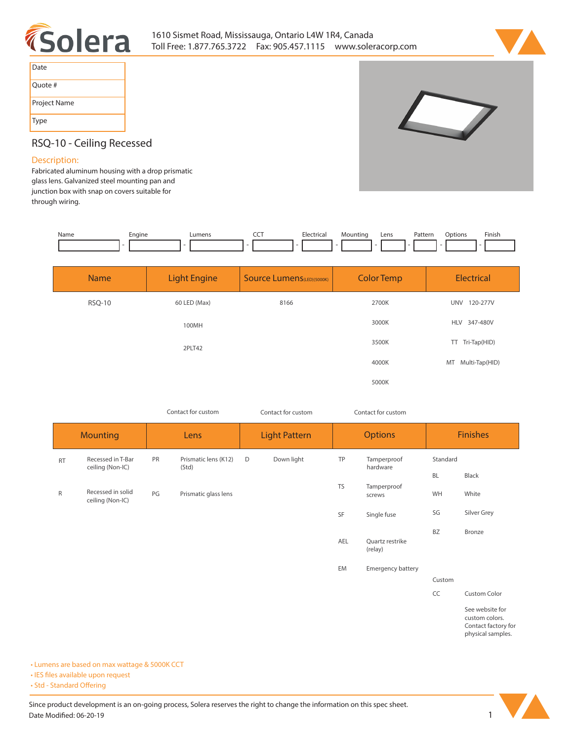Solera

1610 Sismet Road, Mississauga, Ontario L4W 1R4, Canada
Toll Free: 1.877.765.3722 Fax: 905.457.1115 www.soleracorp.com

| Date | |
|---|---|
| Quote # | |
| Project Name | |
| Type | |

## RSQ-10 - Ceiling Recessed

### Description:

Fabricated aluminum housing with a drop prismatic glass lens. Galvanized steel mounting pan and junction box with snap on covers suitable for through wiring.

| Name | Engine | Lumens | CCT | Electrical | Mounting | Lens | Pattern | Options | Finish |
|---|---|---|---|---|---|---|---|---|---|
| | | | | | | | | | |

| Name | Light Engine | Source Lumens (LED)(5000K) | Color Temp | Electrical |
|---|---|---|---|---|
| RSQ-10 | 60 LED (Max) | 8166 | 2700K | UNV 120-277V |
| | 100MH | | 3000K | HLV 347-480V |
| | 2PLT42 | | 3500K | TT Tri-Tap(HID) |
| | | | 4000K | MT Multi-Tap(HID) |
| | | | 5000K | |
| | Contact for custom | Contact for custom | Contact for custom | |

| Mounting | | Lens | | Light Pattern | | Options | | Finishes | |
|---|---|---|---|---|---|---|---|---|---|
| RT | Recessed in T-Bar ceiling (Non-IC) | PR | Prismatic lens (K12) (Std) | D | Down light | TP | Tamperproof hardware | Standard | |
| | | | | | | | | BL | Black |
| R | Recessed in solid ceiling (Non-IC) | PG | Prismatic glass lens | | | TS | Tamperproof screws | WH | White |
| | | | | | | SF | Single fuse | SG | Silver Grey |
| | | | | | | | | BZ | Bronze |
| | | | | | | AEL | Quartz restrike (relay) | | |
| | | | | | | EM | Emergency battery | | |
| | | | | | | | | Custom | |
| | | | | | | | | CC | Custom Color |
| | | | | | | | | | See website for custom colors. Contact factory for physical samples. |

- Lumens are based on max wattage & 5000K CCT
- IES files available upon request
- Std - Standard Offering

Since product development is an on-going process, Solera reserves the right to change the information on this spec sheet.
Date Modified: 06-20-19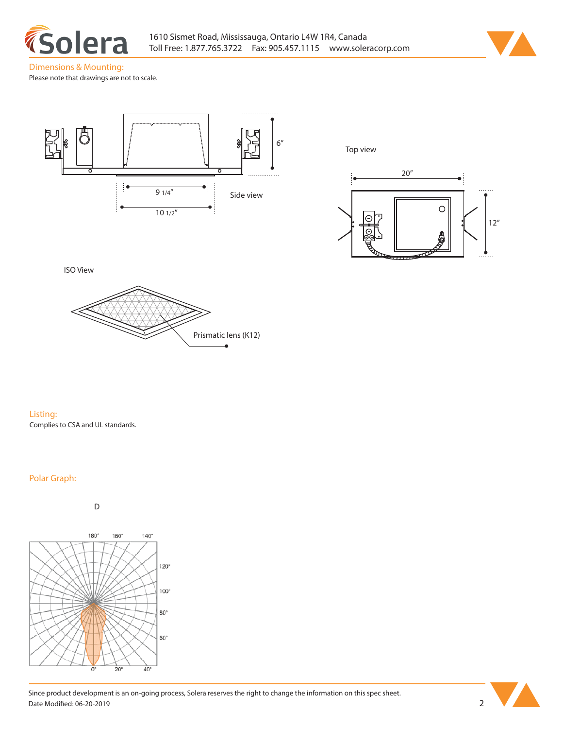Solera

1610 Sismet Road, Mississauga, Ontario L4W 1R4, Canada
Toll Free: 1.877.765.3722 Fax: 905.457.1115 www.soleracorp.com

## Dimensions & Mounting:

Please note that drawings are not to scale.

6″

9 1/4″

10 1/2″

Side view

Top view

20″

12″

ISO View

Prismatic lens (K12)

## Listing:

Complies to CSA and UL standards.

## Polar Graph:

D

180° 160° 140°

120°

100°

80°

60°

0° 20° 40°

Since product development is an on-going process, Solera reserves the right to change the information on this spec sheet.
Date Modified: 06-20-2019